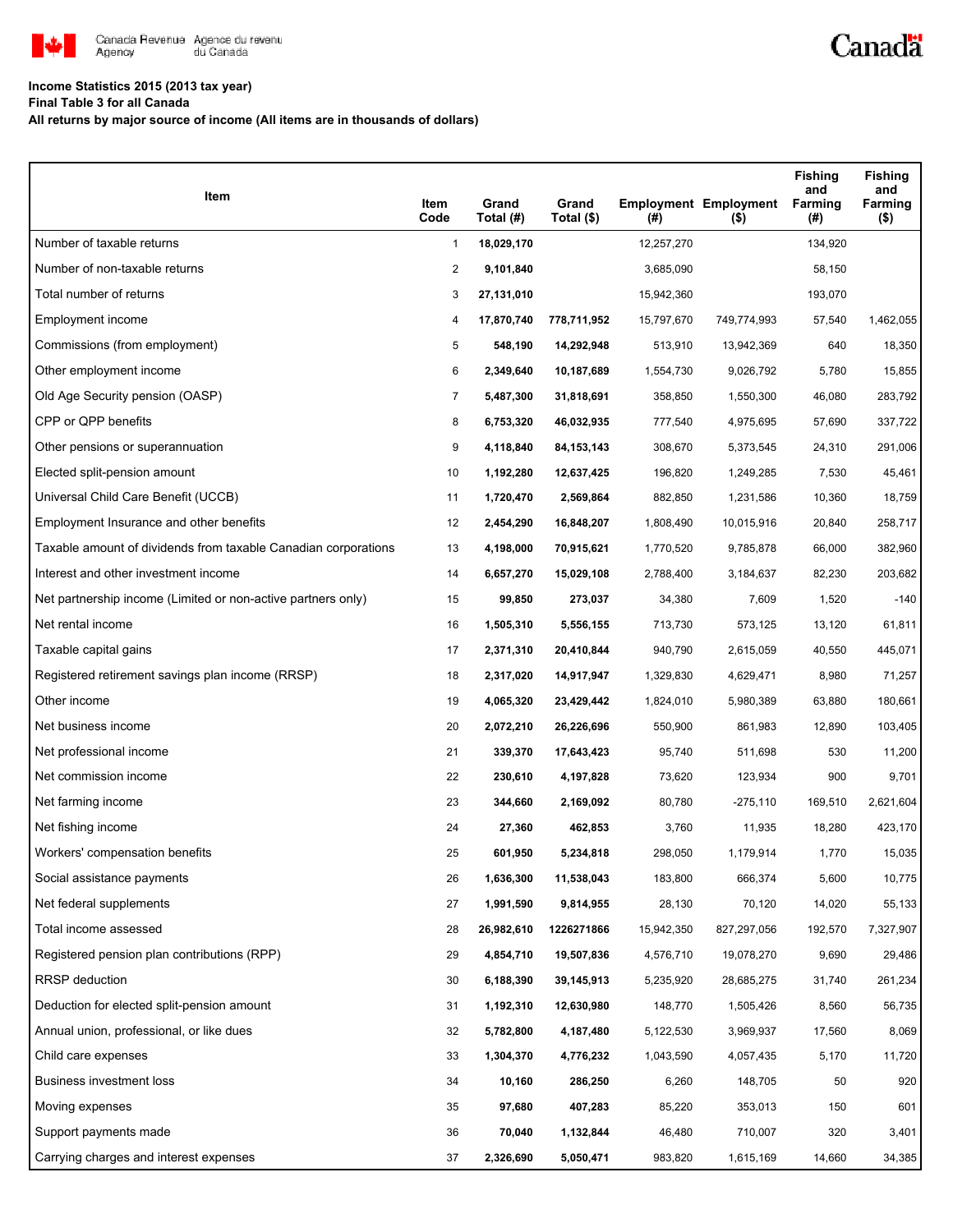Canada Revenue Agency / Agence du revenu du Canada

**Income Statistics 2015 (2013 tax year)**

**Final Table 3 for all Canada**

**All returns by major source of income (All items are in thousands of dollars)**

| Item | Item Code | Grand Total (#) | Grand Total ($) | Employment (#) | Employment ($) | Fishing and Farming (#) | Fishing and Farming ($) |
|---|---|---|---|---|---|---|---|
| Number of taxable returns | 1 | **18,029,170** | | 12,257,270 | | 134,920 | |
| Number of non-taxable returns | 2 | **9,101,840** | | 3,685,090 | | 58,150 | |
| Total number of returns | 3 | **27,131,010** | | 15,942,360 | | 193,070 | |
| Employment income | 4 | **17,870,740** | **778,711,952** | 15,797,670 | 749,774,993 | 57,540 | 1,462,055 |
| Commissions (from employment) | 5 | **548,190** | **14,292,948** | 513,910 | 13,942,369 | 640 | 18,350 |
| Other employment income | 6 | **2,349,640** | **10,187,689** | 1,554,730 | 9,026,792 | 5,780 | 15,855 |
| Old Age Security pension (OASP) | 7 | **5,487,300** | **31,818,691** | 358,850 | 1,550,300 | 46,080 | 283,792 |
| CPP or QPP benefits | 8 | **6,753,320** | **46,032,935** | 777,540 | 4,975,695 | 57,690 | 337,722 |
| Other pensions or superannuation | 9 | **4,118,840** | **84,153,143** | 308,670 | 5,373,545 | 24,310 | 291,006 |
| Elected split-pension amount | 10 | **1,192,280** | **12,637,425** | 196,820 | 1,249,285 | 7,530 | 45,461 |
| Universal Child Care Benefit (UCCB) | 11 | **1,720,470** | **2,569,864** | 882,850 | 1,231,586 | 10,360 | 18,759 |
| Employment Insurance and other benefits | 12 | **2,454,290** | **16,848,207** | 1,808,490 | 10,015,916 | 20,840 | 258,717 |
| Taxable amount of dividends from taxable Canadian corporations | 13 | **4,198,000** | **70,915,621** | 1,770,520 | 9,785,878 | 66,000 | 382,960 |
| Interest and other investment income | 14 | **6,657,270** | **15,029,108** | 2,788,400 | 3,184,637 | 82,230 | 203,682 |
| Net partnership income (Limited or non-active partners only) | 15 | **99,850** | **273,037** | 34,380 | 7,609 | 1,520 | -140 |
| Net rental income | 16 | **1,505,310** | **5,556,155** | 713,730 | 573,125 | 13,120 | 61,811 |
| Taxable capital gains | 17 | **2,371,310** | **20,410,844** | 940,790 | 2,615,059 | 40,550 | 445,071 |
| Registered retirement savings plan income (RRSP) | 18 | **2,317,020** | **14,917,947** | 1,329,830 | 4,629,471 | 8,980 | 71,257 |
| Other income | 19 | **4,065,320** | **23,429,442** | 1,824,010 | 5,980,389 | 63,880 | 180,661 |
| Net business income | 20 | **2,072,210** | **26,226,696** | 550,900 | 861,983 | 12,890 | 103,405 |
| Net professional income | 21 | **339,370** | **17,643,423** | 95,740 | 511,698 | 530 | 11,200 |
| Net commission income | 22 | **230,610** | **4,197,828** | 73,620 | 123,934 | 900 | 9,701 |
| Net farming income | 23 | **344,660** | **2,169,092** | 80,780 | -275,110 | 169,510 | 2,621,604 |
| Net fishing income | 24 | **27,360** | **462,853** | 3,760 | 11,935 | 18,280 | 423,170 |
| Workers' compensation benefits | 25 | **601,950** | **5,234,818** | 298,050 | 1,179,914 | 1,770 | 15,035 |
| Social assistance payments | 26 | **1,636,300** | **11,538,043** | 183,800 | 666,374 | 5,600 | 10,775 |
| Net federal supplements | 27 | **1,991,590** | **9,814,955** | 28,130 | 70,120 | 14,020 | 55,133 |
| Total income assessed | 28 | **26,982,610** | **1226271866** | 15,942,350 | 827,297,056 | 192,570 | 7,327,907 |
| Registered pension plan contributions (RPP) | 29 | **4,854,710** | **19,507,836** | 4,576,710 | 19,078,270 | 9,690 | 29,486 |
| RRSP deduction | 30 | **6,188,390** | **39,145,913** | 5,235,920 | 28,685,275 | 31,740 | 261,234 |
| Deduction for elected split-pension amount | 31 | **1,192,310** | **12,630,980** | 148,770 | 1,505,426 | 8,560 | 56,735 |
| Annual union, professional, or like dues | 32 | **5,782,800** | **4,187,480** | 5,122,530 | 3,969,937 | 17,560 | 8,069 |
| Child care expenses | 33 | **1,304,370** | **4,776,232** | 1,043,590 | 4,057,435 | 5,170 | 11,720 |
| Business investment loss | 34 | **10,160** | **286,250** | 6,260 | 148,705 | 50 | 920 |
| Moving expenses | 35 | **97,680** | **407,283** | 85,220 | 353,013 | 150 | 601 |
| Support payments made | 36 | **70,040** | **1,132,844** | 46,480 | 710,007 | 320 | 3,401 |
| Carrying charges and interest expenses | 37 | **2,326,690** | **5,050,471** | 983,820 | 1,615,169 | 14,660 | 34,385 |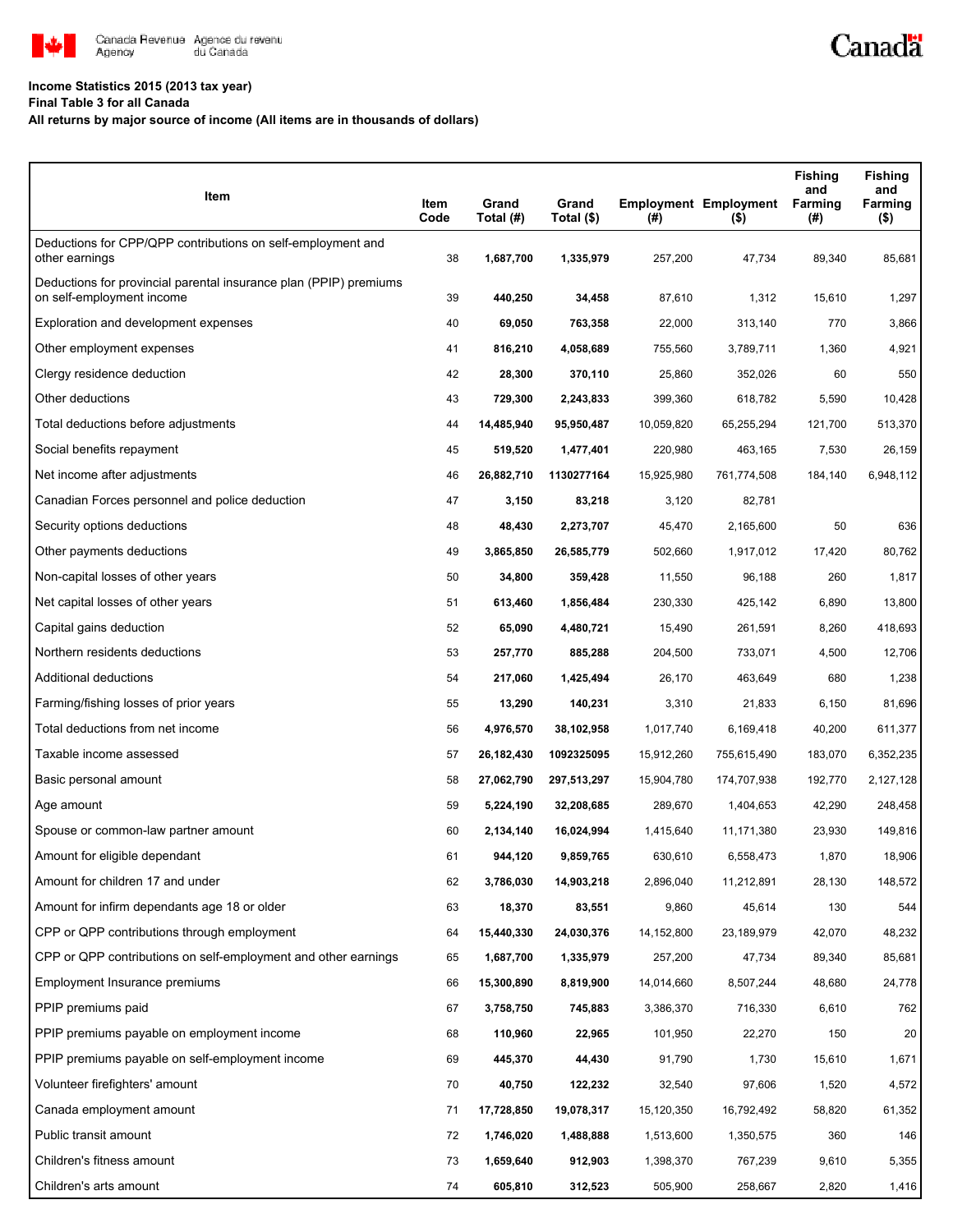**Income Statistics 2015 (2013 tax year)**

**Final Table 3 for all Canada**

**All returns by major source of income (All items are in thousands of dollars)**

| Item | Item Code | Grand Total (#) | Grand Total ($) | Employment (#) | Employment ($) | Fishing and Farming (#) | Fishing and Farming ($) |
|---|---|---|---|---|---|---|---|
| Deductions for CPP/QPP contributions on self-employment and other earnings | 38 | **1,687,700** | **1,335,979** | 257,200 | 47,734 | 89,340 | 85,681 |
| Deductions for provincial parental insurance plan (PPIP) premiums on self-employment income | 39 | **440,250** | **34,458** | 87,610 | 1,312 | 15,610 | 1,297 |
| Exploration and development expenses | 40 | **69,050** | **763,358** | 22,000 | 313,140 | 770 | 3,866 |
| Other employment expenses | 41 | **816,210** | **4,058,689** | 755,560 | 3,789,711 | 1,360 | 4,921 |
| Clergy residence deduction | 42 | **28,300** | **370,110** | 25,860 | 352,026 | 60 | 550 |
| Other deductions | 43 | **729,300** | **2,243,833** | 399,360 | 618,782 | 5,590 | 10,428 |
| Total deductions before adjustments | 44 | **14,485,940** | **95,950,487** | 10,059,820 | 65,255,294 | 121,700 | 513,370 |
| Social benefits repayment | 45 | **519,520** | **1,477,401** | 220,980 | 463,165 | 7,530 | 26,159 |
| Net income after adjustments | 46 | **26,882,710** | **1130277164** | 15,925,980 | 761,774,508 | 184,140 | 6,948,112 |
| Canadian Forces personnel and police deduction | 47 | **3,150** | **83,218** | 3,120 | 82,781 | | |
| Security options deductions | 48 | **48,430** | **2,273,707** | 45,470 | 2,165,600 | 50 | 636 |
| Other payments deductions | 49 | **3,865,850** | **26,585,779** | 502,660 | 1,917,012 | 17,420 | 80,762 |
| Non-capital losses of other years | 50 | **34,800** | **359,428** | 11,550 | 96,188 | 260 | 1,817 |
| Net capital losses of other years | 51 | **613,460** | **1,856,484** | 230,330 | 425,142 | 6,890 | 13,800 |
| Capital gains deduction | 52 | **65,090** | **4,480,721** | 15,490 | 261,591 | 8,260 | 418,693 |
| Northern residents deductions | 53 | **257,770** | **885,288** | 204,500 | 733,071 | 4,500 | 12,706 |
| Additional deductions | 54 | **217,060** | **1,425,494** | 26,170 | 463,649 | 680 | 1,238 |
| Farming/fishing losses of prior years | 55 | **13,290** | **140,231** | 3,310 | 21,833 | 6,150 | 81,696 |
| Total deductions from net income | 56 | **4,976,570** | **38,102,958** | 1,017,740 | 6,169,418 | 40,200 | 611,377 |
| Taxable income assessed | 57 | **26,182,430** | **1092325095** | 15,912,260 | 755,615,490 | 183,070 | 6,352,235 |
| Basic personal amount | 58 | **27,062,790** | **297,513,297** | 15,904,780 | 174,707,938 | 192,770 | 2,127,128 |
| Age amount | 59 | **5,224,190** | **32,208,685** | 289,670 | 1,404,653 | 42,290 | 248,458 |
| Spouse or common-law partner amount | 60 | **2,134,140** | **16,024,994** | 1,415,640 | 11,171,380 | 23,930 | 149,816 |
| Amount for eligible dependant | 61 | **944,120** | **9,859,765** | 630,610 | 6,558,473 | 1,870 | 18,906 |
| Amount for children 17 and under | 62 | **3,786,030** | **14,903,218** | 2,896,040 | 11,212,891 | 28,130 | 148,572 |
| Amount for infirm dependants age 18 or older | 63 | **18,370** | **83,551** | 9,860 | 45,614 | 130 | 544 |
| CPP or QPP contributions through employment | 64 | **15,440,330** | **24,030,376** | 14,152,800 | 23,189,979 | 42,070 | 48,232 |
| CPP or QPP contributions on self-employment and other earnings | 65 | **1,687,700** | **1,335,979** | 257,200 | 47,734 | 89,340 | 85,681 |
| Employment Insurance premiums | 66 | **15,300,890** | **8,819,900** | 14,014,660 | 8,507,244 | 48,680 | 24,778 |
| PPIP premiums paid | 67 | **3,758,750** | **745,883** | 3,386,370 | 716,330 | 6,610 | 762 |
| PPIP premiums payable on employment income | 68 | **110,960** | **22,965** | 101,950 | 22,270 | 150 | 20 |
| PPIP premiums payable on self-employment income | 69 | **445,370** | **44,430** | 91,790 | 1,730 | 15,610 | 1,671 |
| Volunteer firefighters' amount | 70 | **40,750** | **122,232** | 32,540 | 97,606 | 1,520 | 4,572 |
| Canada employment amount | 71 | **17,728,850** | **19,078,317** | 15,120,350 | 16,792,492 | 58,820 | 61,352 |
| Public transit amount | 72 | **1,746,020** | **1,488,888** | 1,513,600 | 1,350,575 | 360 | 146 |
| Children's fitness amount | 73 | **1,659,640** | **912,903** | 1,398,370 | 767,239 | 9,610 | 5,355 |
| Children's arts amount | 74 | **605,810** | **312,523** | 505,900 | 258,667 | 2,820 | 1,416 |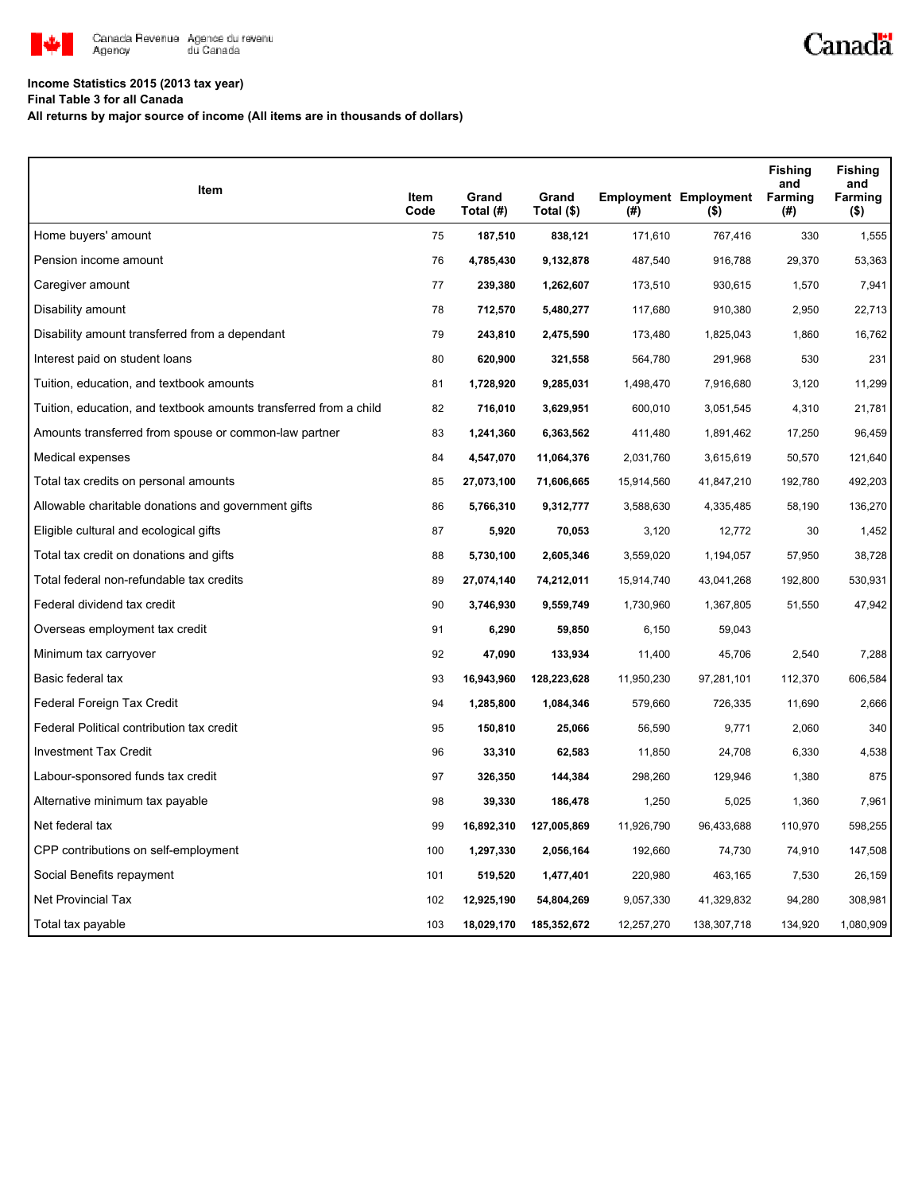**Income Statistics 2015 (2013 tax year)**

**Final Table 3 for all Canada**

**All returns by major source of income (All items are in thousands of dollars)**

| Item | Item Code | Grand Total (#) | Grand Total ($) | Employment (#) | Employment ($) | Fishing and Farming (#) | Fishing and Farming ($) |
|---|---|---|---|---|---|---|---|
| Home buyers' amount | 75 | **187,510** | **838,121** | 171,610 | 767,416 | 330 | 1,555 |
| Pension income amount | 76 | **4,785,430** | **9,132,878** | 487,540 | 916,788 | 29,370 | 53,363 |
| Caregiver amount | 77 | **239,380** | **1,262,607** | 173,510 | 930,615 | 1,570 | 7,941 |
| Disability amount | 78 | **712,570** | **5,480,277** | 117,680 | 910,380 | 2,950 | 22,713 |
| Disability amount transferred from a dependant | 79 | **243,810** | **2,475,590** | 173,480 | 1,825,043 | 1,860 | 16,762 |
| Interest paid on student loans | 80 | **620,900** | **321,558** | 564,780 | 291,968 | 530 | 231 |
| Tuition, education, and textbook amounts | 81 | **1,728,920** | **9,285,031** | 1,498,470 | 7,916,680 | 3,120 | 11,299 |
| Tuition, education, and textbook amounts transferred from a child | 82 | **716,010** | **3,629,951** | 600,010 | 3,051,545 | 4,310 | 21,781 |
| Amounts transferred from spouse or common-law partner | 83 | **1,241,360** | **6,363,562** | 411,480 | 1,891,462 | 17,250 | 96,459 |
| Medical expenses | 84 | **4,547,070** | **11,064,376** | 2,031,760 | 3,615,619 | 50,570 | 121,640 |
| Total tax credits on personal amounts | 85 | **27,073,100** | **71,606,665** | 15,914,560 | 41,847,210 | 192,780 | 492,203 |
| Allowable charitable donations and government gifts | 86 | **5,766,310** | **9,312,777** | 3,588,630 | 4,335,485 | 58,190 | 136,270 |
| Eligible cultural and ecological gifts | 87 | **5,920** | **70,053** | 3,120 | 12,772 | 30 | 1,452 |
| Total tax credit on donations and gifts | 88 | **5,730,100** | **2,605,346** | 3,559,020 | 1,194,057 | 57,950 | 38,728 |
| Total federal non-refundable tax credits | 89 | **27,074,140** | **74,212,011** | 15,914,740 | 43,041,268 | 192,800 | 530,931 |
| Federal dividend tax credit | 90 | **3,746,930** | **9,559,749** | 1,730,960 | 1,367,805 | 51,550 | 47,942 |
| Overseas employment tax credit | 91 | **6,290** | **59,850** | 6,150 | 59,043 | | |
| Minimum tax carryover | 92 | **47,090** | **133,934** | 11,400 | 45,706 | 2,540 | 7,288 |
| Basic federal tax | 93 | **16,943,960** | **128,223,628** | 11,950,230 | 97,281,101 | 112,370 | 606,584 |
| Federal Foreign Tax Credit | 94 | **1,285,800** | **1,084,346** | 579,660 | 726,335 | 11,690 | 2,666 |
| Federal Political contribution tax credit | 95 | **150,810** | **25,066** | 56,590 | 9,771 | 2,060 | 340 |
| Investment Tax Credit | 96 | **33,310** | **62,583** | 11,850 | 24,708 | 6,330 | 4,538 |
| Labour-sponsored funds tax credit | 97 | **326,350** | **144,384** | 298,260 | 129,946 | 1,380 | 875 |
| Alternative minimum tax payable | 98 | **39,330** | **186,478** | 1,250 | 5,025 | 1,360 | 7,961 |
| Net federal tax | 99 | **16,892,310** | **127,005,869** | 11,926,790 | 96,433,688 | 110,970 | 598,255 |
| CPP contributions on self-employment | 100 | **1,297,330** | **2,056,164** | 192,660 | 74,730 | 74,910 | 147,508 |
| Social Benefits repayment | 101 | **519,520** | **1,477,401** | 220,980 | 463,165 | 7,530 | 26,159 |
| Net Provincial Tax | 102 | **12,925,190** | **54,804,269** | 9,057,330 | 41,329,832 | 94,280 | 308,981 |
| Total tax payable | 103 | **18,029,170** | **185,352,672** | 12,257,270 | 138,307,718 | 134,920 | 1,080,909 |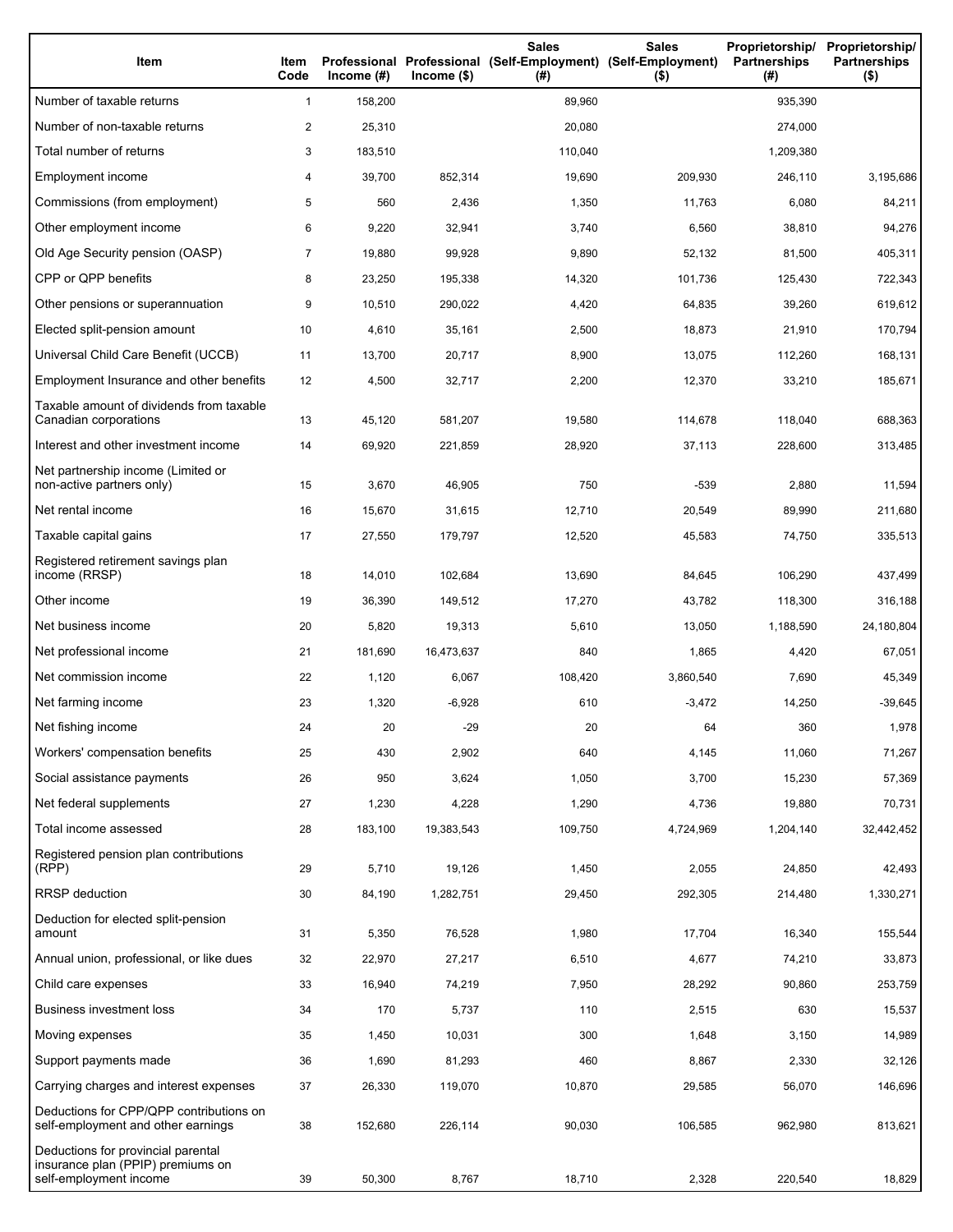| Item | Item Code | Professional Income (#) | Professional Income ($) | Sales (Self-Employment) (#) | Sales (Self-Employment) ($) | Proprietorship/ Partnerships (#) | Proprietorship/ Partnerships ($) |
|---|---|---|---|---|---|---|---|
| Number of taxable returns | 1 | 158,200 | | 89,960 | | 935,390 | |
| Number of non-taxable returns | 2 | 25,310 | | 20,080 | | 274,000 | |
| Total number of returns | 3 | 183,510 | | 110,040 | | 1,209,380 | |
| Employment income | 4 | 39,700 | 852,314 | 19,690 | 209,930 | 246,110 | 3,195,686 |
| Commissions (from employment) | 5 | 560 | 2,436 | 1,350 | 11,763 | 6,080 | 84,211 |
| Other employment income | 6 | 9,220 | 32,941 | 3,740 | 6,560 | 38,810 | 94,276 |
| Old Age Security pension (OASP) | 7 | 19,880 | 99,928 | 9,890 | 52,132 | 81,500 | 405,311 |
| CPP or QPP benefits | 8 | 23,250 | 195,338 | 14,320 | 101,736 | 125,430 | 722,343 |
| Other pensions or superannuation | 9 | 10,510 | 290,022 | 4,420 | 64,835 | 39,260 | 619,612 |
| Elected split-pension amount | 10 | 4,610 | 35,161 | 2,500 | 18,873 | 21,910 | 170,794 |
| Universal Child Care Benefit (UCCB) | 11 | 13,700 | 20,717 | 8,900 | 13,075 | 112,260 | 168,131 |
| Employment Insurance and other benefits | 12 | 4,500 | 32,717 | 2,200 | 12,370 | 33,210 | 185,671 |
| Taxable amount of dividends from taxable Canadian corporations | 13 | 45,120 | 581,207 | 19,580 | 114,678 | 118,040 | 688,363 |
| Interest and other investment income | 14 | 69,920 | 221,859 | 28,920 | 37,113 | 228,600 | 313,485 |
| Net partnership income (Limited or non-active partners only) | 15 | 3,670 | 46,905 | 750 | -539 | 2,880 | 11,594 |
| Net rental income | 16 | 15,670 | 31,615 | 12,710 | 20,549 | 89,990 | 211,680 |
| Taxable capital gains | 17 | 27,550 | 179,797 | 12,520 | 45,583 | 74,750 | 335,513 |
| Registered retirement savings plan income (RRSP) | 18 | 14,010 | 102,684 | 13,690 | 84,645 | 106,290 | 437,499 |
| Other income | 19 | 36,390 | 149,512 | 17,270 | 43,782 | 118,300 | 316,188 |
| Net business income | 20 | 5,820 | 19,313 | 5,610 | 13,050 | 1,188,590 | 24,180,804 |
| Net professional income | 21 | 181,690 | 16,473,637 | 840 | 1,865 | 4,420 | 67,051 |
| Net commission income | 22 | 1,120 | 6,067 | 108,420 | 3,860,540 | 7,690 | 45,349 |
| Net farming income | 23 | 1,320 | -6,928 | 610 | -3,472 | 14,250 | -39,645 |
| Net fishing income | 24 | 20 | -29 | 20 | 64 | 360 | 1,978 |
| Workers' compensation benefits | 25 | 430 | 2,902 | 640 | 4,145 | 11,060 | 71,267 |
| Social assistance payments | 26 | 950 | 3,624 | 1,050 | 3,700 | 15,230 | 57,369 |
| Net federal supplements | 27 | 1,230 | 4,228 | 1,290 | 4,736 | 19,880 | 70,731 |
| Total income assessed | 28 | 183,100 | 19,383,543 | 109,750 | 4,724,969 | 1,204,140 | 32,442,452 |
| Registered pension plan contributions (RPP) | 29 | 5,710 | 19,126 | 1,450 | 2,055 | 24,850 | 42,493 |
| RRSP deduction | 30 | 84,190 | 1,282,751 | 29,450 | 292,305 | 214,480 | 1,330,271 |
| Deduction for elected split-pension amount | 31 | 5,350 | 76,528 | 1,980 | 17,704 | 16,340 | 155,544 |
| Annual union, professional, or like dues | 32 | 22,970 | 27,217 | 6,510 | 4,677 | 74,210 | 33,873 |
| Child care expenses | 33 | 16,940 | 74,219 | 7,950 | 28,292 | 90,860 | 253,759 |
| Business investment loss | 34 | 170 | 5,737 | 110 | 2,515 | 630 | 15,537 |
| Moving expenses | 35 | 1,450 | 10,031 | 300 | 1,648 | 3,150 | 14,989 |
| Support payments made | 36 | 1,690 | 81,293 | 460 | 8,867 | 2,330 | 32,126 |
| Carrying charges and interest expenses | 37 | 26,330 | 119,070 | 10,870 | 29,585 | 56,070 | 146,696 |
| Deductions for CPP/QPP contributions on self-employment and other earnings | 38 | 152,680 | 226,114 | 90,030 | 106,585 | 962,980 | 813,621 |
| Deductions for provincial parental insurance plan (PPIP) premiums on self-employment income | 39 | 50,300 | 8,767 | 18,710 | 2,328 | 220,540 | 18,829 |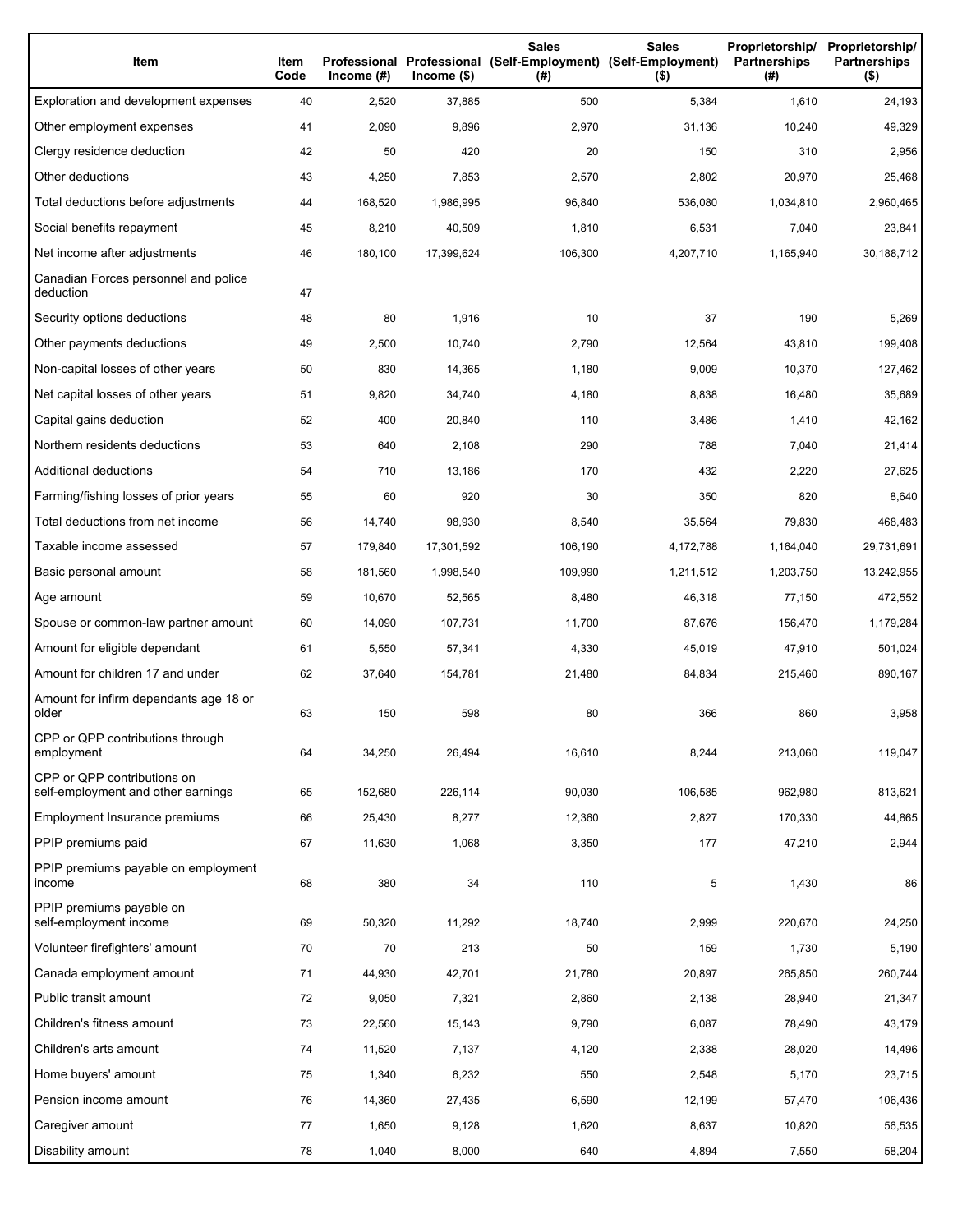| Item | Item Code | Professional Income (#) | Professional Income ($) | Sales (Self-Employment) (#) | Sales (Self-Employment) ($) | Proprietorship/ Partnerships (#) | Proprietorship/ Partnerships ($) |
|---|---|---|---|---|---|---|---|
| Exploration and development expenses | 40 | 2,520 | 37,885 | 500 | 5,384 | 1,610 | 24,193 |
| Other employment expenses | 41 | 2,090 | 9,896 | 2,970 | 31,136 | 10,240 | 49,329 |
| Clergy residence deduction | 42 | 50 | 420 | 20 | 150 | 310 | 2,956 |
| Other deductions | 43 | 4,250 | 7,853 | 2,570 | 2,802 | 20,970 | 25,468 |
| Total deductions before adjustments | 44 | 168,520 | 1,986,995 | 96,840 | 536,080 | 1,034,810 | 2,960,465 |
| Social benefits repayment | 45 | 8,210 | 40,509 | 1,810 | 6,531 | 7,040 | 23,841 |
| Net income after adjustments | 46 | 180,100 | 17,399,624 | 106,300 | 4,207,710 | 1,165,940 | 30,188,712 |
| Canadian Forces personnel and police deduction | 47 | | | | | | |
| Security options deductions | 48 | 80 | 1,916 | 10 | 37 | 190 | 5,269 |
| Other payments deductions | 49 | 2,500 | 10,740 | 2,790 | 12,564 | 43,810 | 199,408 |
| Non-capital losses of other years | 50 | 830 | 14,365 | 1,180 | 9,009 | 10,370 | 127,462 |
| Net capital losses of other years | 51 | 9,820 | 34,740 | 4,180 | 8,838 | 16,480 | 35,689 |
| Capital gains deduction | 52 | 400 | 20,840 | 110 | 3,486 | 1,410 | 42,162 |
| Northern residents deductions | 53 | 640 | 2,108 | 290 | 788 | 7,040 | 21,414 |
| Additional deductions | 54 | 710 | 13,186 | 170 | 432 | 2,220 | 27,625 |
| Farming/fishing losses of prior years | 55 | 60 | 920 | 30 | 350 | 820 | 8,640 |
| Total deductions from net income | 56 | 14,740 | 98,930 | 8,540 | 35,564 | 79,830 | 468,483 |
| Taxable income assessed | 57 | 179,840 | 17,301,592 | 106,190 | 4,172,788 | 1,164,040 | 29,731,691 |
| Basic personal amount | 58 | 181,560 | 1,998,540 | 109,990 | 1,211,512 | 1,203,750 | 13,242,955 |
| Age amount | 59 | 10,670 | 52,565 | 8,480 | 46,318 | 77,150 | 472,552 |
| Spouse or common-law partner amount | 60 | 14,090 | 107,731 | 11,700 | 87,676 | 156,470 | 1,179,284 |
| Amount for eligible dependant | 61 | 5,550 | 57,341 | 4,330 | 45,019 | 47,910 | 501,024 |
| Amount for children 17 and under | 62 | 37,640 | 154,781 | 21,480 | 84,834 | 215,460 | 890,167 |
| Amount for infirm dependants age 18 or older | 63 | 150 | 598 | 80 | 366 | 860 | 3,958 |
| CPP or QPP contributions through employment | 64 | 34,250 | 26,494 | 16,610 | 8,244 | 213,060 | 119,047 |
| CPP or QPP contributions on self-employment and other earnings | 65 | 152,680 | 226,114 | 90,030 | 106,585 | 962,980 | 813,621 |
| Employment Insurance premiums | 66 | 25,430 | 8,277 | 12,360 | 2,827 | 170,330 | 44,865 |
| PPIP premiums paid | 67 | 11,630 | 1,068 | 3,350 | 177 | 47,210 | 2,944 |
| PPIP premiums payable on employment income | 68 | 380 | 34 | 110 | 5 | 1,430 | 86 |
| PPIP premiums payable on self-employment income | 69 | 50,320 | 11,292 | 18,740 | 2,999 | 220,670 | 24,250 |
| Volunteer firefighters' amount | 70 | 70 | 213 | 50 | 159 | 1,730 | 5,190 |
| Canada employment amount | 71 | 44,930 | 42,701 | 21,780 | 20,897 | 265,850 | 260,744 |
| Public transit amount | 72 | 9,050 | 7,321 | 2,860 | 2,138 | 28,940 | 21,347 |
| Children's fitness amount | 73 | 22,560 | 15,143 | 9,790 | 6,087 | 78,490 | 43,179 |
| Children's arts amount | 74 | 11,520 | 7,137 | 4,120 | 2,338 | 28,020 | 14,496 |
| Home buyers' amount | 75 | 1,340 | 6,232 | 550 | 2,548 | 5,170 | 23,715 |
| Pension income amount | 76 | 14,360 | 27,435 | 6,590 | 12,199 | 57,470 | 106,436 |
| Caregiver amount | 77 | 1,650 | 9,128 | 1,620 | 8,637 | 10,820 | 56,535 |
| Disability amount | 78 | 1,040 | 8,000 | 640 | 4,894 | 7,550 | 58,204 |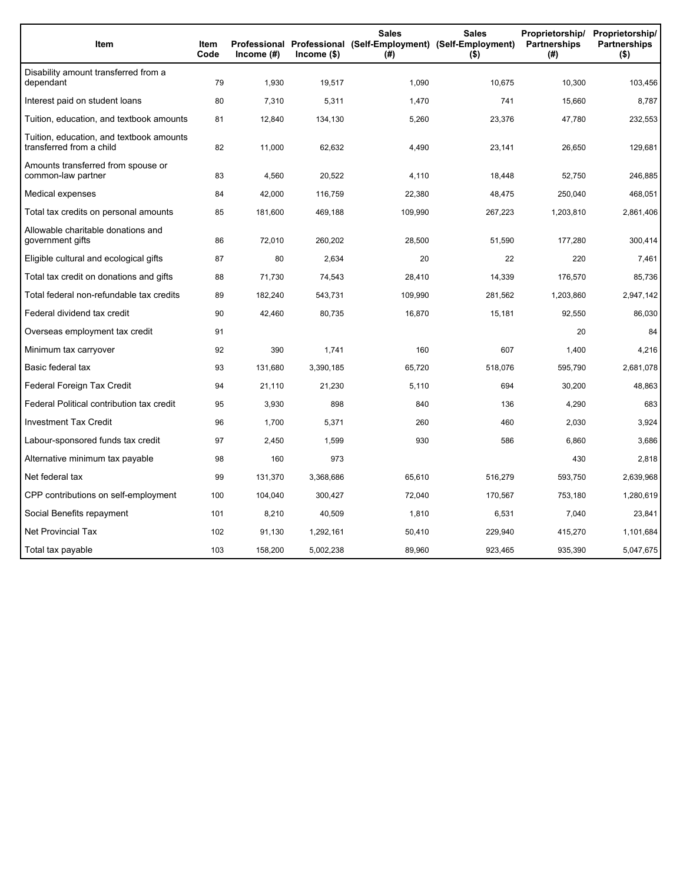| Item | Item Code | Professional Income (#) | Professional Income ($) | Sales (Self-Employment) (#) | Sales (Self-Employment) ($) | Proprietorship/ Partnerships (#) | Proprietorship/ Partnerships ($) |
|---|---|---|---|---|---|---|---|
| Disability amount transferred from a dependant | 79 | 1,930 | 19,517 | 1,090 | 10,675 | 10,300 | 103,456 |
| Interest paid on student loans | 80 | 7,310 | 5,311 | 1,470 | 741 | 15,660 | 8,787 |
| Tuition, education, and textbook amounts | 81 | 12,840 | 134,130 | 5,260 | 23,376 | 47,780 | 232,553 |
| Tuition, education, and textbook amounts transferred from a child | 82 | 11,000 | 62,632 | 4,490 | 23,141 | 26,650 | 129,681 |
| Amounts transferred from spouse or common-law partner | 83 | 4,560 | 20,522 | 4,110 | 18,448 | 52,750 | 246,885 |
| Medical expenses | 84 | 42,000 | 116,759 | 22,380 | 48,475 | 250,040 | 468,051 |
| Total tax credits on personal amounts | 85 | 181,600 | 469,188 | 109,990 | 267,223 | 1,203,810 | 2,861,406 |
| Allowable charitable donations and government gifts | 86 | 72,010 | 260,202 | 28,500 | 51,590 | 177,280 | 300,414 |
| Eligible cultural and ecological gifts | 87 | 80 | 2,634 | 20 | 22 | 220 | 7,461 |
| Total tax credit on donations and gifts | 88 | 71,730 | 74,543 | 28,410 | 14,339 | 176,570 | 85,736 |
| Total federal non-refundable tax credits | 89 | 182,240 | 543,731 | 109,990 | 281,562 | 1,203,860 | 2,947,142 |
| Federal dividend tax credit | 90 | 42,460 | 80,735 | 16,870 | 15,181 | 92,550 | 86,030 |
| Overseas employment tax credit | 91 | | | | | 20 | 84 |
| Minimum tax carryover | 92 | 390 | 1,741 | 160 | 607 | 1,400 | 4,216 |
| Basic federal tax | 93 | 131,680 | 3,390,185 | 65,720 | 518,076 | 595,790 | 2,681,078 |
| Federal Foreign Tax Credit | 94 | 21,110 | 21,230 | 5,110 | 694 | 30,200 | 48,863 |
| Federal Political contribution tax credit | 95 | 3,930 | 898 | 840 | 136 | 4,290 | 683 |
| Investment Tax Credit | 96 | 1,700 | 5,371 | 260 | 460 | 2,030 | 3,924 |
| Labour-sponsored funds tax credit | 97 | 2,450 | 1,599 | 930 | 586 | 6,860 | 3,686 |
| Alternative minimum tax payable | 98 | 160 | 973 | | | 430 | 2,818 |
| Net federal tax | 99 | 131,370 | 3,368,686 | 65,610 | 516,279 | 593,750 | 2,639,968 |
| CPP contributions on self-employment | 100 | 104,040 | 300,427 | 72,040 | 170,567 | 753,180 | 1,280,619 |
| Social Benefits repayment | 101 | 8,210 | 40,509 | 1,810 | 6,531 | 7,040 | 23,841 |
| Net Provincial Tax | 102 | 91,130 | 1,292,161 | 50,410 | 229,940 | 415,270 | 1,101,684 |
| Total tax payable | 103 | 158,200 | 5,002,238 | 89,960 | 923,465 | 935,390 | 5,047,675 |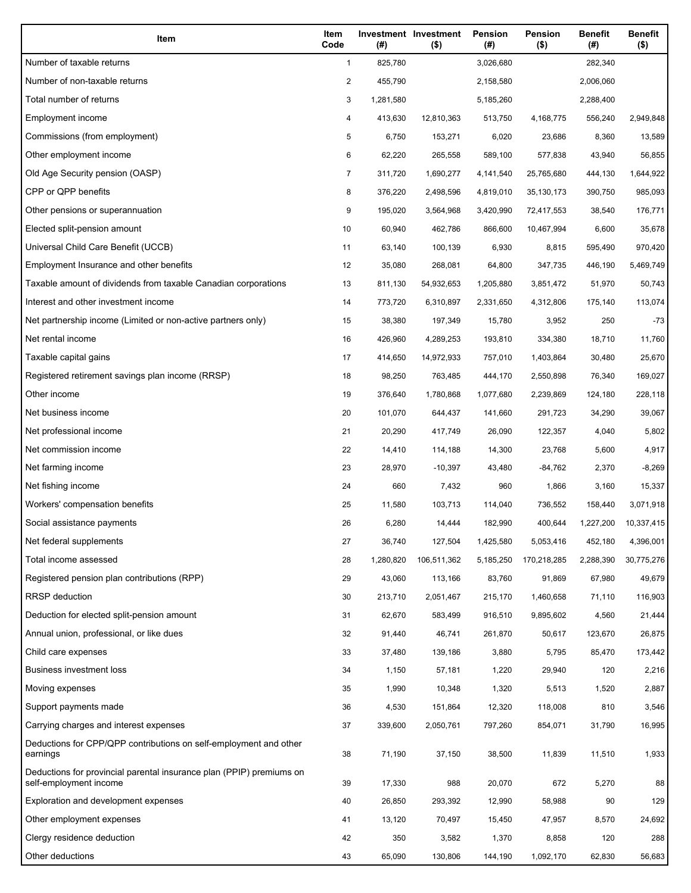| Item | Item Code | Investment (#) | Investment ($) | Pension (#) | Pension ($) | Benefit (#) | Benefit ($) |
|---|---|---|---|---|---|---|---|
| Number of taxable returns | 1 | 825,780 | | 3,026,680 | | 282,340 | |
| Number of non-taxable returns | 2 | 455,790 | | 2,158,580 | | 2,006,060 | |
| Total number of returns | 3 | 1,281,580 | | 5,185,260 | | 2,288,400 | |
| Employment income | 4 | 413,630 | 12,810,363 | 513,750 | 4,168,775 | 556,240 | 2,949,848 |
| Commissions (from employment) | 5 | 6,750 | 153,271 | 6,020 | 23,686 | 8,360 | 13,589 |
| Other employment income | 6 | 62,220 | 265,558 | 589,100 | 577,838 | 43,940 | 56,855 |
| Old Age Security pension (OASP) | 7 | 311,720 | 1,690,277 | 4,141,540 | 25,765,680 | 444,130 | 1,644,922 |
| CPP or QPP benefits | 8 | 376,220 | 2,498,596 | 4,819,010 | 35,130,173 | 390,750 | 985,093 |
| Other pensions or superannuation | 9 | 195,020 | 3,564,968 | 3,420,990 | 72,417,553 | 38,540 | 176,771 |
| Elected split-pension amount | 10 | 60,940 | 462,786 | 866,600 | 10,467,994 | 6,600 | 35,678 |
| Universal Child Care Benefit (UCCB) | 11 | 63,140 | 100,139 | 6,930 | 8,815 | 595,490 | 970,420 |
| Employment Insurance and other benefits | 12 | 35,080 | 268,081 | 64,800 | 347,735 | 446,190 | 5,469,749 |
| Taxable amount of dividends from taxable Canadian corporations | 13 | 811,130 | 54,932,653 | 1,205,880 | 3,851,472 | 51,970 | 50,743 |
| Interest and other investment income | 14 | 773,720 | 6,310,897 | 2,331,650 | 4,312,806 | 175,140 | 113,074 |
| Net partnership income (Limited or non-active partners only) | 15 | 38,380 | 197,349 | 15,780 | 3,952 | 250 | -73 |
| Net rental income | 16 | 426,960 | 4,289,253 | 193,810 | 334,380 | 18,710 | 11,760 |
| Taxable capital gains | 17 | 414,650 | 14,972,933 | 757,010 | 1,403,864 | 30,480 | 25,670 |
| Registered retirement savings plan income (RRSP) | 18 | 98,250 | 763,485 | 444,170 | 2,550,898 | 76,340 | 169,027 |
| Other income | 19 | 376,640 | 1,780,868 | 1,077,680 | 2,239,869 | 124,180 | 228,118 |
| Net business income | 20 | 101,070 | 644,437 | 141,660 | 291,723 | 34,290 | 39,067 |
| Net professional income | 21 | 20,290 | 417,749 | 26,090 | 122,357 | 4,040 | 5,802 |
| Net commission income | 22 | 14,410 | 114,188 | 14,300 | 23,768 | 5,600 | 4,917 |
| Net farming income | 23 | 28,970 | -10,397 | 43,480 | -84,762 | 2,370 | -8,269 |
| Net fishing income | 24 | 660 | 7,432 | 960 | 1,866 | 3,160 | 15,337 |
| Workers' compensation benefits | 25 | 11,580 | 103,713 | 114,040 | 736,552 | 158,440 | 3,071,918 |
| Social assistance payments | 26 | 6,280 | 14,444 | 182,990 | 400,644 | 1,227,200 | 10,337,415 |
| Net federal supplements | 27 | 36,740 | 127,504 | 1,425,580 | 5,053,416 | 452,180 | 4,396,001 |
| Total income assessed | 28 | 1,280,820 | 106,511,362 | 5,185,250 | 170,218,285 | 2,288,390 | 30,775,276 |
| Registered pension plan contributions (RPP) | 29 | 43,060 | 113,166 | 83,760 | 91,869 | 67,980 | 49,679 |
| RRSP deduction | 30 | 213,710 | 2,051,467 | 215,170 | 1,460,658 | 71,110 | 116,903 |
| Deduction for elected split-pension amount | 31 | 62,670 | 583,499 | 916,510 | 9,895,602 | 4,560 | 21,444 |
| Annual union, professional, or like dues | 32 | 91,440 | 46,741 | 261,870 | 50,617 | 123,670 | 26,875 |
| Child care expenses | 33 | 37,480 | 139,186 | 3,880 | 5,795 | 85,470 | 173,442 |
| Business investment loss | 34 | 1,150 | 57,181 | 1,220 | 29,940 | 120 | 2,216 |
| Moving expenses | 35 | 1,990 | 10,348 | 1,320 | 5,513 | 1,520 | 2,887 |
| Support payments made | 36 | 4,530 | 151,864 | 12,320 | 118,008 | 810 | 3,546 |
| Carrying charges and interest expenses | 37 | 339,600 | 2,050,761 | 797,260 | 854,071 | 31,790 | 16,995 |
| Deductions for CPP/QPP contributions on self-employment and other earnings | 38 | 71,190 | 37,150 | 38,500 | 11,839 | 11,510 | 1,933 |
| Deductions for provincial parental insurance plan (PPIP) premiums on self-employment income | 39 | 17,330 | 988 | 20,070 | 672 | 5,270 | 88 |
| Exploration and development expenses | 40 | 26,850 | 293,392 | 12,990 | 58,988 | 90 | 129 |
| Other employment expenses | 41 | 13,120 | 70,497 | 15,450 | 47,957 | 8,570 | 24,692 |
| Clergy residence deduction | 42 | 350 | 3,582 | 1,370 | 8,858 | 120 | 288 |
| Other deductions | 43 | 65,090 | 130,806 | 144,190 | 1,092,170 | 62,830 | 56,683 |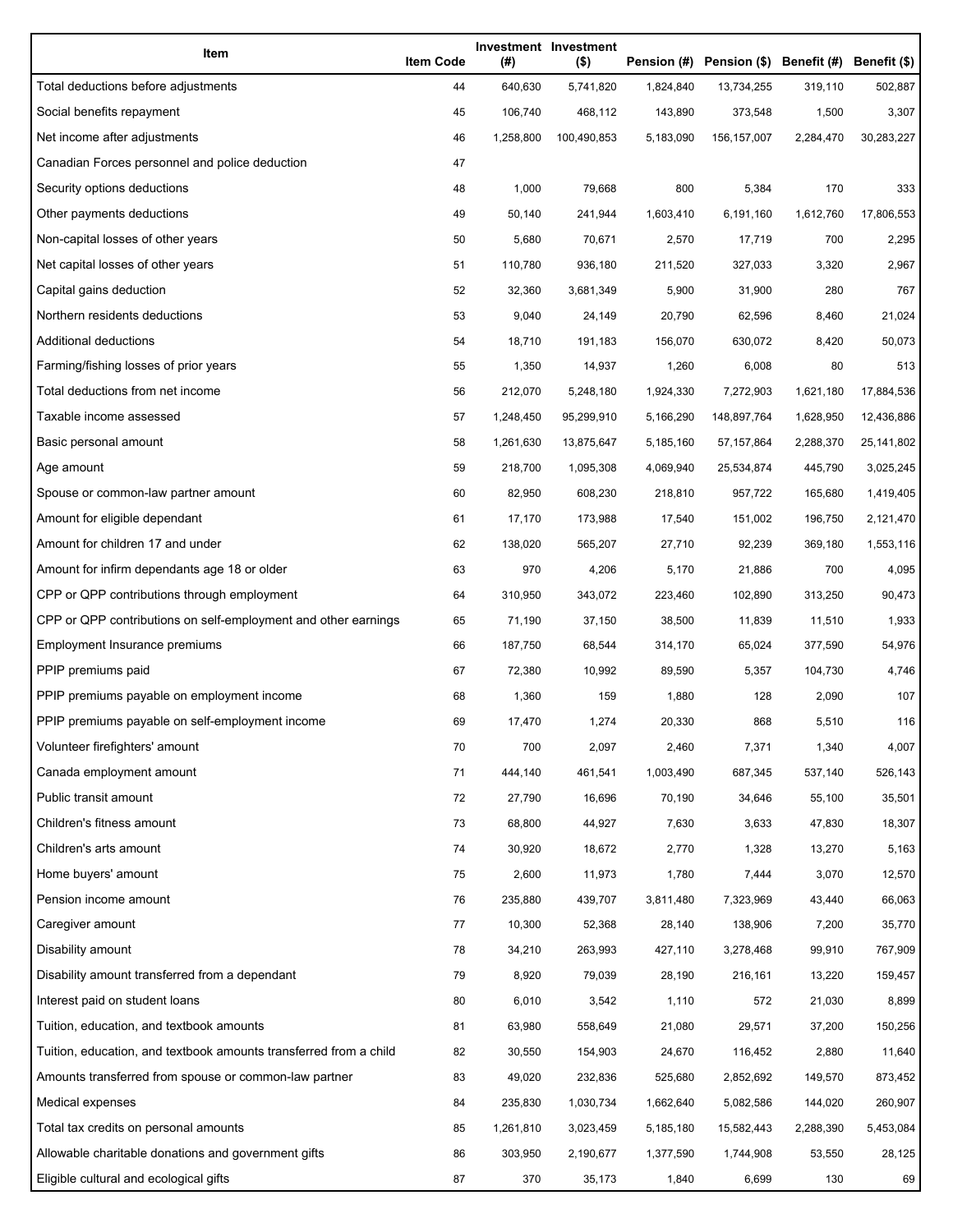| Item | Item Code | Investment (#) | Investment ($) | Pension (#) | Pension ($) | Benefit (#) | Benefit ($) |
|---|---|---|---|---|---|---|---|
| Total deductions before adjustments | 44 | 640,630 | 5,741,820 | 1,824,840 | 13,734,255 | 319,110 | 502,887 |
| Social benefits repayment | 45 | 106,740 | 468,112 | 143,890 | 373,548 | 1,500 | 3,307 |
| Net income after adjustments | 46 | 1,258,800 | 100,490,853 | 5,183,090 | 156,157,007 | 2,284,470 | 30,283,227 |
| Canadian Forces personnel and police deduction | 47 | | | | | | |
| Security options deductions | 48 | 1,000 | 79,668 | 800 | 5,384 | 170 | 333 |
| Other payments deductions | 49 | 50,140 | 241,944 | 1,603,410 | 6,191,160 | 1,612,760 | 17,806,553 |
| Non-capital losses of other years | 50 | 5,680 | 70,671 | 2,570 | 17,719 | 700 | 2,295 |
| Net capital losses of other years | 51 | 110,780 | 936,180 | 211,520 | 327,033 | 3,320 | 2,967 |
| Capital gains deduction | 52 | 32,360 | 3,681,349 | 5,900 | 31,900 | 280 | 767 |
| Northern residents deductions | 53 | 9,040 | 24,149 | 20,790 | 62,596 | 8,460 | 21,024 |
| Additional deductions | 54 | 18,710 | 191,183 | 156,070 | 630,072 | 8,420 | 50,073 |
| Farming/fishing losses of prior years | 55 | 1,350 | 14,937 | 1,260 | 6,008 | 80 | 513 |
| Total deductions from net income | 56 | 212,070 | 5,248,180 | 1,924,330 | 7,272,903 | 1,621,180 | 17,884,536 |
| Taxable income assessed | 57 | 1,248,450 | 95,299,910 | 5,166,290 | 148,897,764 | 1,628,950 | 12,436,886 |
| Basic personal amount | 58 | 1,261,630 | 13,875,647 | 5,185,160 | 57,157,864 | 2,288,370 | 25,141,802 |
| Age amount | 59 | 218,700 | 1,095,308 | 4,069,940 | 25,534,874 | 445,790 | 3,025,245 |
| Spouse or common-law partner amount | 60 | 82,950 | 608,230 | 218,810 | 957,722 | 165,680 | 1,419,405 |
| Amount for eligible dependant | 61 | 17,170 | 173,988 | 17,540 | 151,002 | 196,750 | 2,121,470 |
| Amount for children 17 and under | 62 | 138,020 | 565,207 | 27,710 | 92,239 | 369,180 | 1,553,116 |
| Amount for infirm dependants age 18 or older | 63 | 970 | 4,206 | 5,170 | 21,886 | 700 | 4,095 |
| CPP or QPP contributions through employment | 64 | 310,950 | 343,072 | 223,460 | 102,890 | 313,250 | 90,473 |
| CPP or QPP contributions on self-employment and other earnings | 65 | 71,190 | 37,150 | 38,500 | 11,839 | 11,510 | 1,933 |
| Employment Insurance premiums | 66 | 187,750 | 68,544 | 314,170 | 65,024 | 377,590 | 54,976 |
| PPIP premiums paid | 67 | 72,380 | 10,992 | 89,590 | 5,357 | 104,730 | 4,746 |
| PPIP premiums payable on employment income | 68 | 1,360 | 159 | 1,880 | 128 | 2,090 | 107 |
| PPIP premiums payable on self-employment income | 69 | 17,470 | 1,274 | 20,330 | 868 | 5,510 | 116 |
| Volunteer firefighters' amount | 70 | 700 | 2,097 | 2,460 | 7,371 | 1,340 | 4,007 |
| Canada employment amount | 71 | 444,140 | 461,541 | 1,003,490 | 687,345 | 537,140 | 526,143 |
| Public transit amount | 72 | 27,790 | 16,696 | 70,190 | 34,646 | 55,100 | 35,501 |
| Children's fitness amount | 73 | 68,800 | 44,927 | 7,630 | 3,633 | 47,830 | 18,307 |
| Children's arts amount | 74 | 30,920 | 18,672 | 2,770 | 1,328 | 13,270 | 5,163 |
| Home buyers' amount | 75 | 2,600 | 11,973 | 1,780 | 7,444 | 3,070 | 12,570 |
| Pension income amount | 76 | 235,880 | 439,707 | 3,811,480 | 7,323,969 | 43,440 | 66,063 |
| Caregiver amount | 77 | 10,300 | 52,368 | 28,140 | 138,906 | 7,200 | 35,770 |
| Disability amount | 78 | 34,210 | 263,993 | 427,110 | 3,278,468 | 99,910 | 767,909 |
| Disability amount transferred from a dependant | 79 | 8,920 | 79,039 | 28,190 | 216,161 | 13,220 | 159,457 |
| Interest paid on student loans | 80 | 6,010 | 3,542 | 1,110 | 572 | 21,030 | 8,899 |
| Tuition, education, and textbook amounts | 81 | 63,980 | 558,649 | 21,080 | 29,571 | 37,200 | 150,256 |
| Tuition, education, and textbook amounts transferred from a child | 82 | 30,550 | 154,903 | 24,670 | 116,452 | 2,880 | 11,640 |
| Amounts transferred from spouse or common-law partner | 83 | 49,020 | 232,836 | 525,680 | 2,852,692 | 149,570 | 873,452 |
| Medical expenses | 84 | 235,830 | 1,030,734 | 1,662,640 | 5,082,586 | 144,020 | 260,907 |
| Total tax credits on personal amounts | 85 | 1,261,810 | 3,023,459 | 5,185,180 | 15,582,443 | 2,288,390 | 5,453,084 |
| Allowable charitable donations and government gifts | 86 | 303,950 | 2,190,677 | 1,377,590 | 1,744,908 | 53,550 | 28,125 |
| Eligible cultural and ecological gifts | 87 | 370 | 35,173 | 1,840 | 6,699 | 130 | 69 |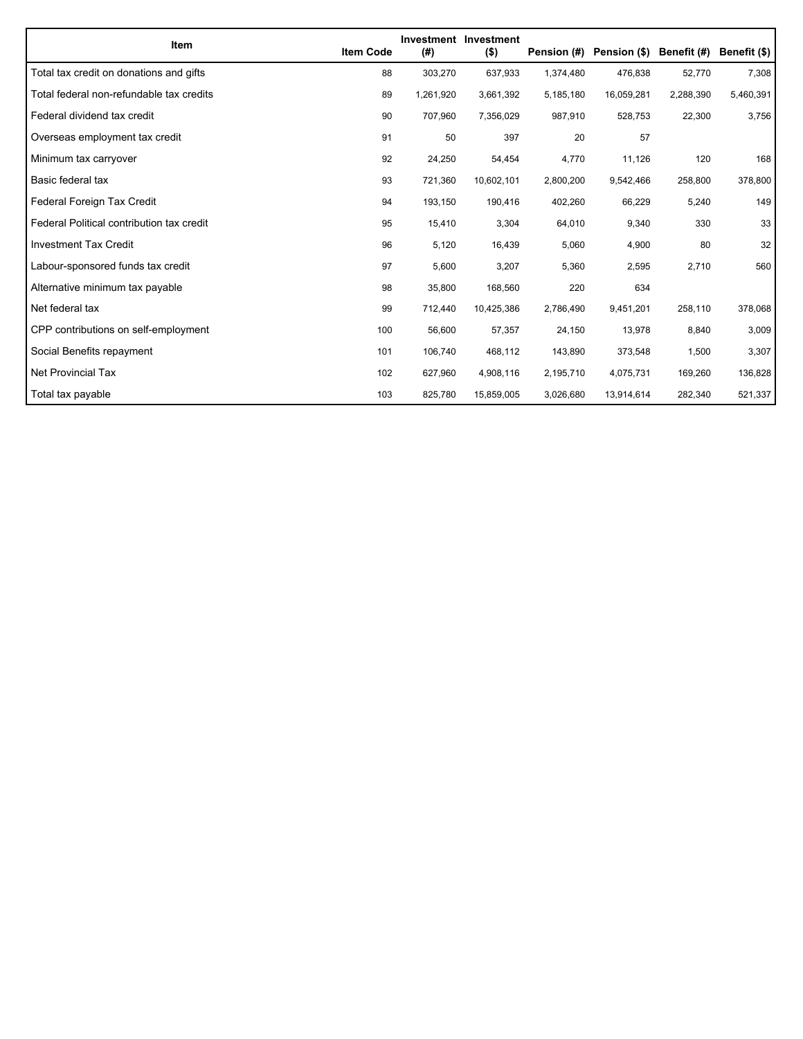| Item | Item Code | Investment (#) | Investment ($) | Pension (#) | Pension ($) | Benefit (#) | Benefit ($) |
| --- | --- | --- | --- | --- | --- | --- | --- |
| Total tax credit on donations and gifts | 88 | 303,270 | 637,933 | 1,374,480 | 476,838 | 52,770 | 7,308 |
| Total federal non-refundable tax credits | 89 | 1,261,920 | 3,661,392 | 5,185,180 | 16,059,281 | 2,288,390 | 5,460,391 |
| Federal dividend tax credit | 90 | 707,960 | 7,356,029 | 987,910 | 528,753 | 22,300 | 3,756 |
| Overseas employment tax credit | 91 | 50 | 397 | 20 | 57 | | |
| Minimum tax carryover | 92 | 24,250 | 54,454 | 4,770 | 11,126 | 120 | 168 |
| Basic federal tax | 93 | 721,360 | 10,602,101 | 2,800,200 | 9,542,466 | 258,800 | 378,800 |
| Federal Foreign Tax Credit | 94 | 193,150 | 190,416 | 402,260 | 66,229 | 5,240 | 149 |
| Federal Political contribution tax credit | 95 | 15,410 | 3,304 | 64,010 | 9,340 | 330 | 33 |
| Investment Tax Credit | 96 | 5,120 | 16,439 | 5,060 | 4,900 | 80 | 32 |
| Labour-sponsored funds tax credit | 97 | 5,600 | 3,207 | 5,360 | 2,595 | 2,710 | 560 |
| Alternative minimum tax payable | 98 | 35,800 | 168,560 | 220 | 634 | | |
| Net federal tax | 99 | 712,440 | 10,425,386 | 2,786,490 | 9,451,201 | 258,110 | 378,068 |
| CPP contributions on self-employment | 100 | 56,600 | 57,357 | 24,150 | 13,978 | 8,840 | 3,009 |
| Social Benefits repayment | 101 | 106,740 | 468,112 | 143,890 | 373,548 | 1,500 | 3,307 |
| Net Provincial Tax | 102 | 627,960 | 4,908,116 | 2,195,710 | 4,075,731 | 169,260 | 136,828 |
| Total tax payable | 103 | 825,780 | 15,859,005 | 3,026,680 | 13,914,614 | 282,340 | 521,337 |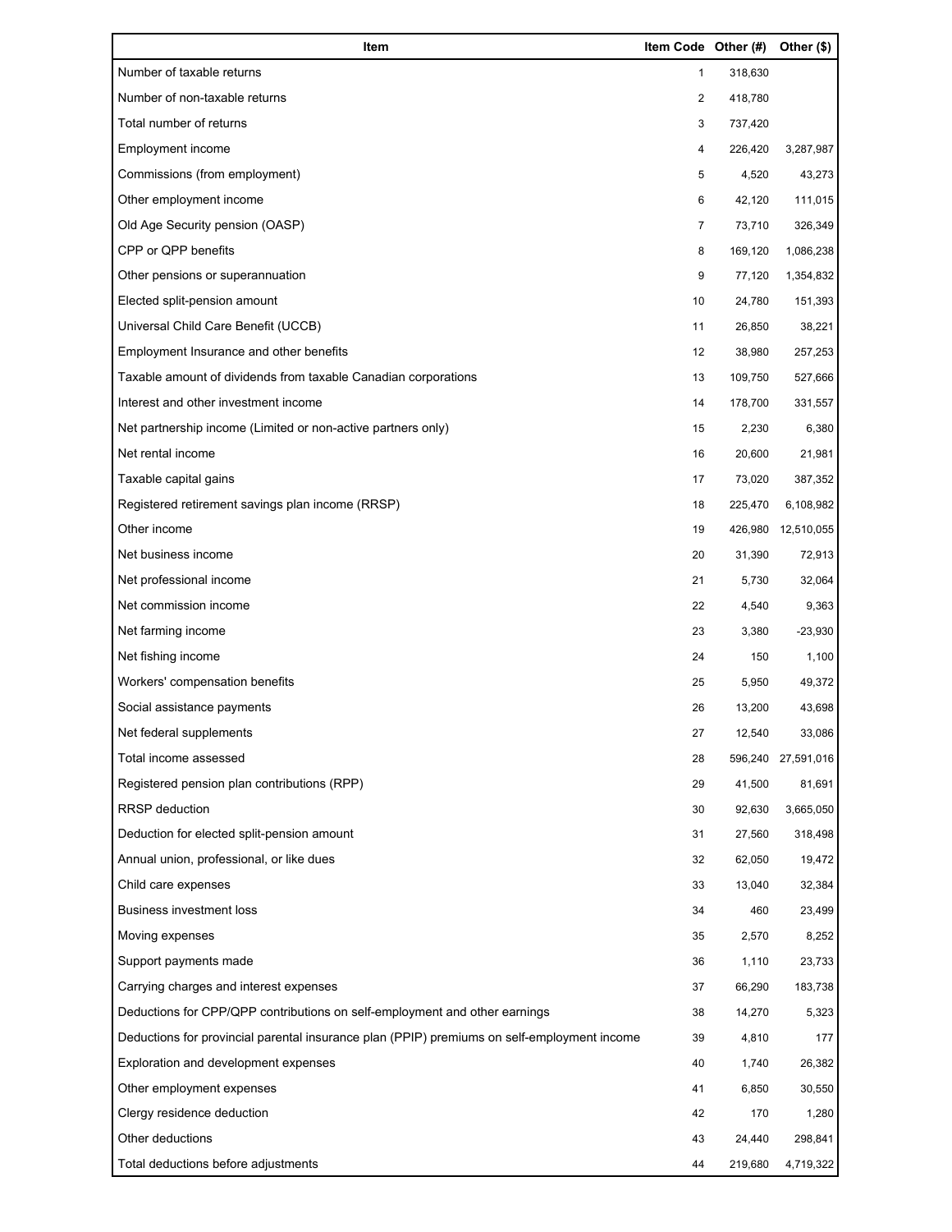| Item | Item Code | Other (#) | Other ($) |
| --- | --- | --- | --- |
| Number of taxable returns | 1 | 318,630 | |
| Number of non-taxable returns | 2 | 418,780 | |
| Total number of returns | 3 | 737,420 | |
| Employment income | 4 | 226,420 | 3,287,987 |
| Commissions (from employment) | 5 | 4,520 | 43,273 |
| Other employment income | 6 | 42,120 | 111,015 |
| Old Age Security pension (OASP) | 7 | 73,710 | 326,349 |
| CPP or QPP benefits | 8 | 169,120 | 1,086,238 |
| Other pensions or superannuation | 9 | 77,120 | 1,354,832 |
| Elected split-pension amount | 10 | 24,780 | 151,393 |
| Universal Child Care Benefit (UCCB) | 11 | 26,850 | 38,221 |
| Employment Insurance and other benefits | 12 | 38,980 | 257,253 |
| Taxable amount of dividends from taxable Canadian corporations | 13 | 109,750 | 527,666 |
| Interest and other investment income | 14 | 178,700 | 331,557 |
| Net partnership income (Limited or non-active partners only) | 15 | 2,230 | 6,380 |
| Net rental income | 16 | 20,600 | 21,981 |
| Taxable capital gains | 17 | 73,020 | 387,352 |
| Registered retirement savings plan income (RRSP) | 18 | 225,470 | 6,108,982 |
| Other income | 19 | 426,980 | 12,510,055 |
| Net business income | 20 | 31,390 | 72,913 |
| Net professional income | 21 | 5,730 | 32,064 |
| Net commission income | 22 | 4,540 | 9,363 |
| Net farming income | 23 | 3,380 | -23,930 |
| Net fishing income | 24 | 150 | 1,100 |
| Workers' compensation benefits | 25 | 5,950 | 49,372 |
| Social assistance payments | 26 | 13,200 | 43,698 |
| Net federal supplements | 27 | 12,540 | 33,086 |
| Total income assessed | 28 | 596,240 | 27,591,016 |
| Registered pension plan contributions (RPP) | 29 | 41,500 | 81,691 |
| RRSP deduction | 30 | 92,630 | 3,665,050 |
| Deduction for elected split-pension amount | 31 | 27,560 | 318,498 |
| Annual union, professional, or like dues | 32 | 62,050 | 19,472 |
| Child care expenses | 33 | 13,040 | 32,384 |
| Business investment loss | 34 | 460 | 23,499 |
| Moving expenses | 35 | 2,570 | 8,252 |
| Support payments made | 36 | 1,110 | 23,733 |
| Carrying charges and interest expenses | 37 | 66,290 | 183,738 |
| Deductions for CPP/QPP contributions on self-employment and other earnings | 38 | 14,270 | 5,323 |
| Deductions for provincial parental insurance plan (PPIP) premiums on self-employment income | 39 | 4,810 | 177 |
| Exploration and development expenses | 40 | 1,740 | 26,382 |
| Other employment expenses | 41 | 6,850 | 30,550 |
| Clergy residence deduction | 42 | 170 | 1,280 |
| Other deductions | 43 | 24,440 | 298,841 |
| Total deductions before adjustments | 44 | 219,680 | 4,719,322 |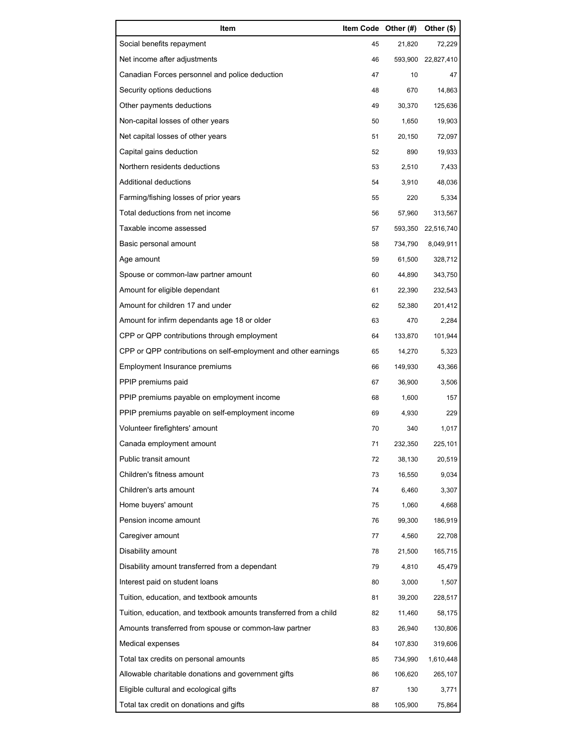| Item | Item Code | Other (#) | Other ($) |
| --- | --- | --- | --- |
| Social benefits repayment | 45 | 21,820 | 72,229 |
| Net income after adjustments | 46 | 593,900 | 22,827,410 |
| Canadian Forces personnel and police deduction | 47 | 10 | 47 |
| Security options deductions | 48 | 670 | 14,863 |
| Other payments deductions | 49 | 30,370 | 125,636 |
| Non-capital losses of other years | 50 | 1,650 | 19,903 |
| Net capital losses of other years | 51 | 20,150 | 72,097 |
| Capital gains deduction | 52 | 890 | 19,933 |
| Northern residents deductions | 53 | 2,510 | 7,433 |
| Additional deductions | 54 | 3,910 | 48,036 |
| Farming/fishing losses of prior years | 55 | 220 | 5,334 |
| Total deductions from net income | 56 | 57,960 | 313,567 |
| Taxable income assessed | 57 | 593,350 | 22,516,740 |
| Basic personal amount | 58 | 734,790 | 8,049,911 |
| Age amount | 59 | 61,500 | 328,712 |
| Spouse or common-law partner amount | 60 | 44,890 | 343,750 |
| Amount for eligible dependant | 61 | 22,390 | 232,543 |
| Amount for children 17 and under | 62 | 52,380 | 201,412 |
| Amount for infirm dependants age 18 or older | 63 | 470 | 2,284 |
| CPP or QPP contributions through employment | 64 | 133,870 | 101,944 |
| CPP or QPP contributions on self-employment and other earnings | 65 | 14,270 | 5,323 |
| Employment Insurance premiums | 66 | 149,930 | 43,366 |
| PPIP premiums paid | 67 | 36,900 | 3,506 |
| PPIP premiums payable on employment income | 68 | 1,600 | 157 |
| PPIP premiums payable on self-employment income | 69 | 4,930 | 229 |
| Volunteer firefighters' amount | 70 | 340 | 1,017 |
| Canada employment amount | 71 | 232,350 | 225,101 |
| Public transit amount | 72 | 38,130 | 20,519 |
| Children's fitness amount | 73 | 16,550 | 9,034 |
| Children's arts amount | 74 | 6,460 | 3,307 |
| Home buyers' amount | 75 | 1,060 | 4,668 |
| Pension income amount | 76 | 99,300 | 186,919 |
| Caregiver amount | 77 | 4,560 | 22,708 |
| Disability amount | 78 | 21,500 | 165,715 |
| Disability amount transferred from a dependant | 79 | 4,810 | 45,479 |
| Interest paid on student loans | 80 | 3,000 | 1,507 |
| Tuition, education, and textbook amounts | 81 | 39,200 | 228,517 |
| Tuition, education, and textbook amounts transferred from a child | 82 | 11,460 | 58,175 |
| Amounts transferred from spouse or common-law partner | 83 | 26,940 | 130,806 |
| Medical expenses | 84 | 107,830 | 319,606 |
| Total tax credits on personal amounts | 85 | 734,990 | 1,610,448 |
| Allowable charitable donations and government gifts | 86 | 106,620 | 265,107 |
| Eligible cultural and ecological gifts | 87 | 130 | 3,771 |
| Total tax credit on donations and gifts | 88 | 105,900 | 75,864 |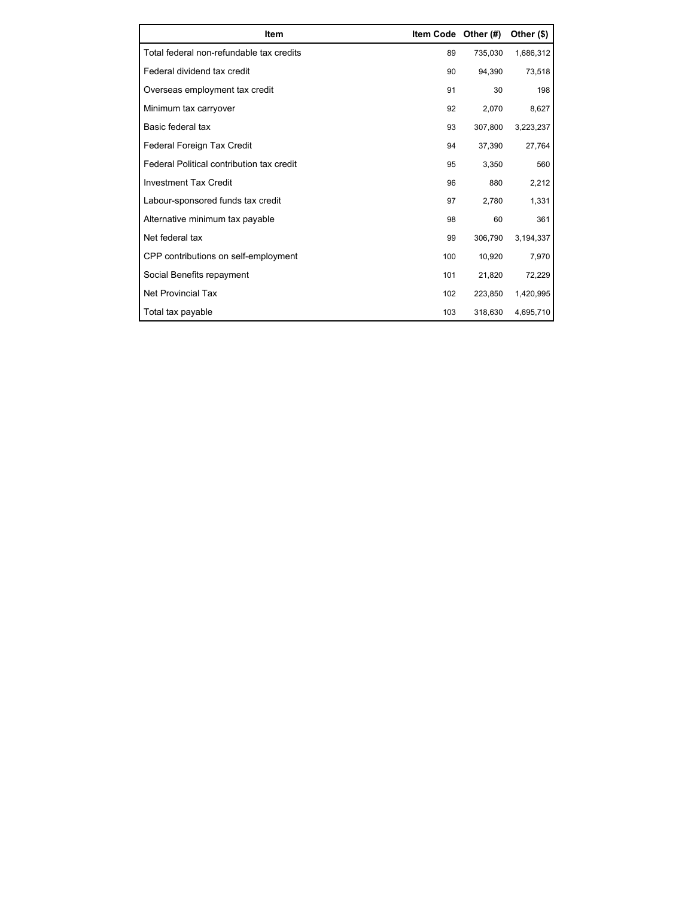| Item | Item Code | Other (#) | Other ($) |
| --- | --- | --- | --- |
| Total federal non-refundable tax credits | 89 | 735,030 | 1,686,312 |
| Federal dividend tax credit | 90 | 94,390 | 73,518 |
| Overseas employment tax credit | 91 | 30 | 198 |
| Minimum tax carryover | 92 | 2,070 | 8,627 |
| Basic federal tax | 93 | 307,800 | 3,223,237 |
| Federal Foreign Tax Credit | 94 | 37,390 | 27,764 |
| Federal Political contribution tax credit | 95 | 3,350 | 560 |
| Investment Tax Credit | 96 | 880 | 2,212 |
| Labour-sponsored funds tax credit | 97 | 2,780 | 1,331 |
| Alternative minimum tax payable | 98 | 60 | 361 |
| Net federal tax | 99 | 306,790 | 3,194,337 |
| CPP contributions on self-employment | 100 | 10,920 | 7,970 |
| Social Benefits repayment | 101 | 21,820 | 72,229 |
| Net Provincial Tax | 102 | 223,850 | 1,420,995 |
| Total tax payable | 103 | 318,630 | 4,695,710 |